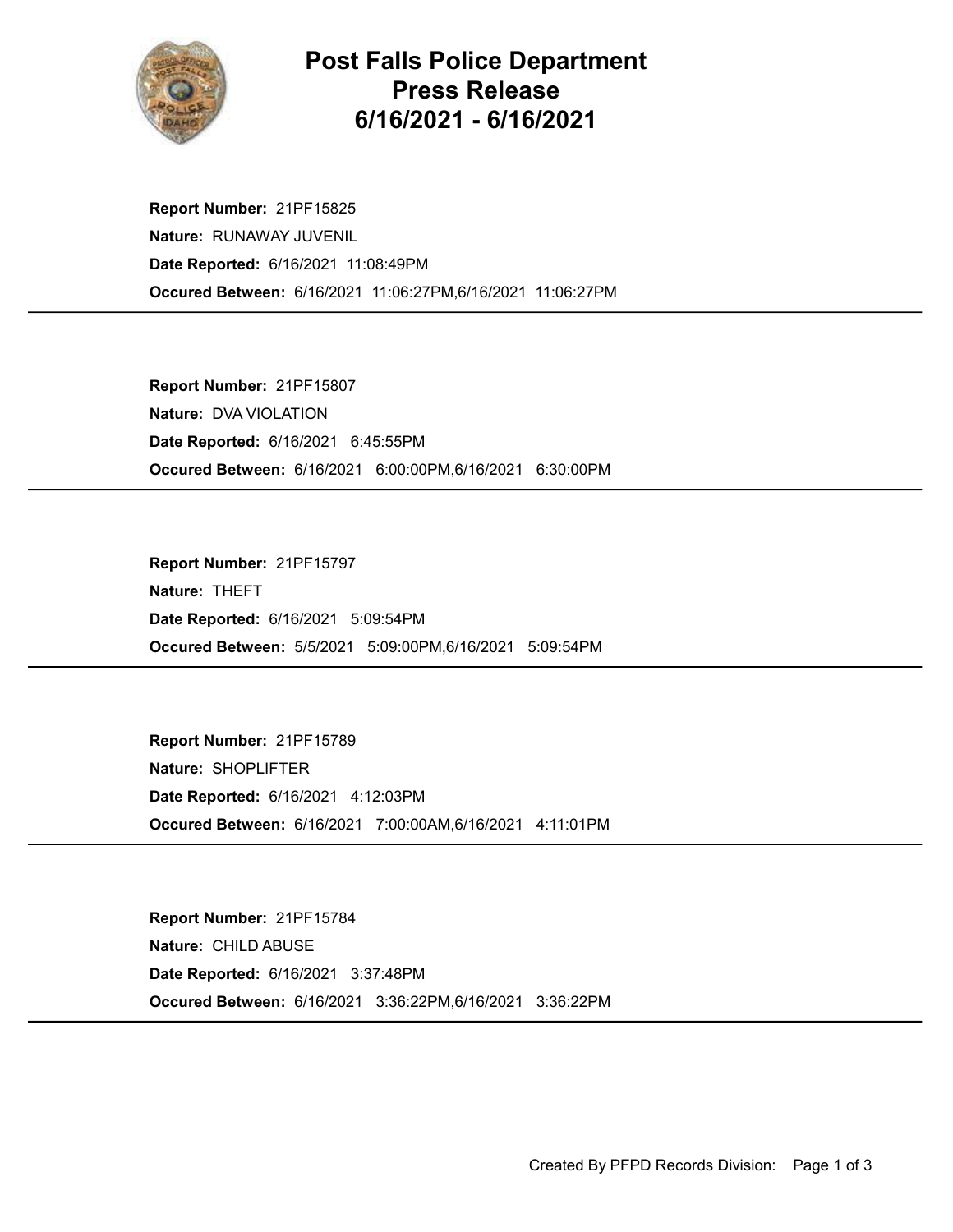# Post Falls Police Department Press Release 6/16/2021 - 6/16/2021

**Report Number:** 21PF15825
**Nature:** RUNAWAY JUVENIL
**Date Reported:** 6/16/2021 11:08:49PM
**Occured Between:** 6/16/2021 11:06:27PM,6/16/2021 11:06:27PM

---

**Report Number:** 21PF15807
**Nature:** DVA VIOLATION
**Date Reported:** 6/16/2021 6:45:55PM
**Occured Between:** 6/16/2021 6:00:00PM,6/16/2021 6:30:00PM

---

**Report Number:** 21PF15797
**Nature:** THEFT
**Date Reported:** 6/16/2021 5:09:54PM
**Occured Between:** 5/5/2021 5:09:00PM,6/16/2021 5:09:54PM

---

**Report Number:** 21PF15789
**Nature:** SHOPLIFTER
**Date Reported:** 6/16/2021 4:12:03PM
**Occured Between:** 6/16/2021 7:00:00AM,6/16/2021 4:11:01PM

---

**Report Number:** 21PF15784
**Nature:** CHILD ABUSE
**Date Reported:** 6/16/2021 3:37:48PM
**Occured Between:** 6/16/2021 3:36:22PM,6/16/2021 3:36:22PM

---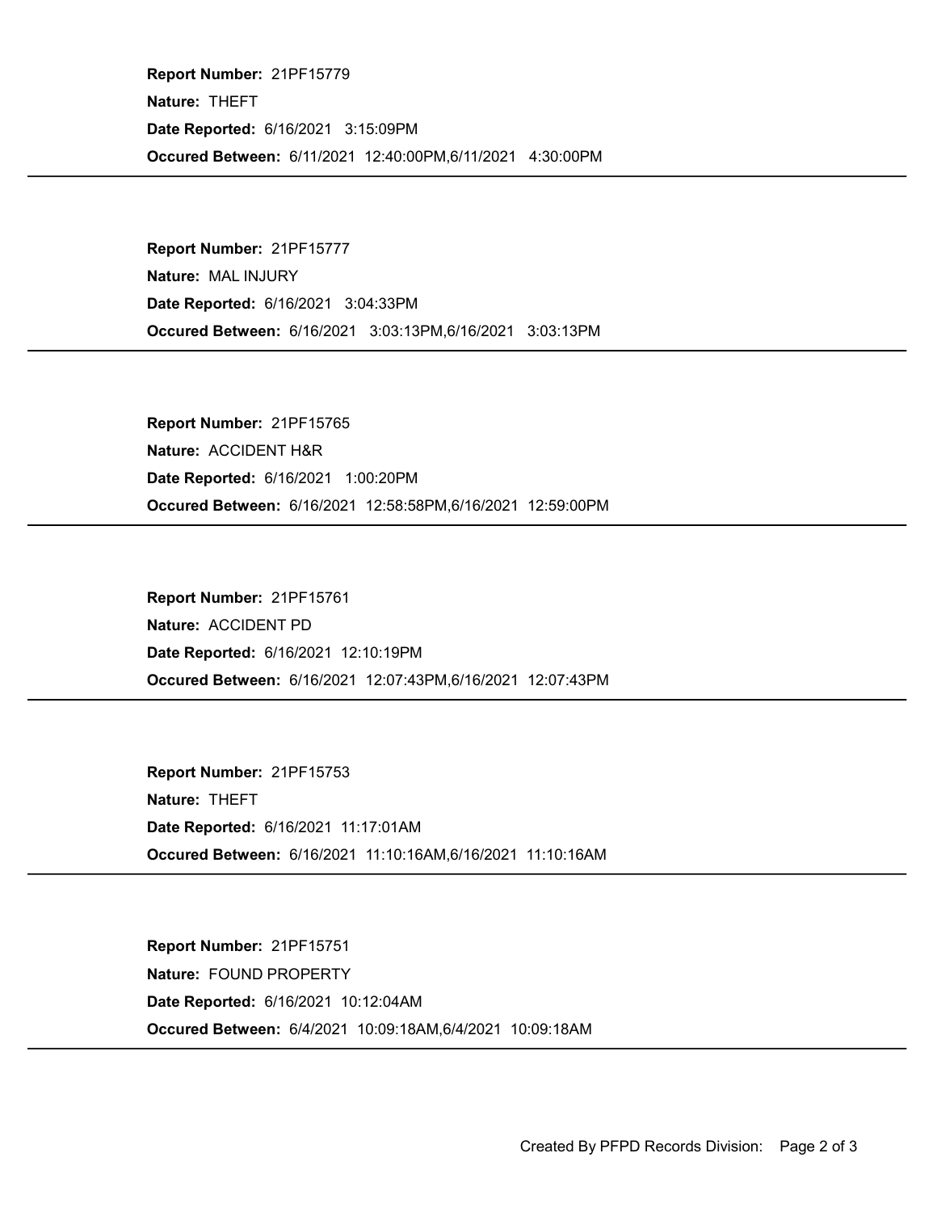**Report Number:** 21PF15779
**Nature:** THEFT
**Date Reported:** 6/16/2021 3:15:09PM
**Occured Between:** 6/11/2021 12:40:00PM,6/11/2021 4:30:00PM

---

**Report Number:** 21PF15777
**Nature:** MAL INJURY
**Date Reported:** 6/16/2021 3:04:33PM
**Occured Between:** 6/16/2021 3:03:13PM,6/16/2021 3:03:13PM

---

**Report Number:** 21PF15765
**Nature:** ACCIDENT H&R
**Date Reported:** 6/16/2021 1:00:20PM
**Occured Between:** 6/16/2021 12:58:58PM,6/16/2021 12:59:00PM

---

**Report Number:** 21PF15761
**Nature:** ACCIDENT PD
**Date Reported:** 6/16/2021 12:10:19PM
**Occured Between:** 6/16/2021 12:07:43PM,6/16/2021 12:07:43PM

---

**Report Number:** 21PF15753
**Nature:** THEFT
**Date Reported:** 6/16/2021 11:17:01AM
**Occured Between:** 6/16/2021 11:10:16AM,6/16/2021 11:10:16AM

---

**Report Number:** 21PF15751
**Nature:** FOUND PROPERTY
**Date Reported:** 6/16/2021 10:12:04AM
**Occured Between:** 6/4/2021 10:09:18AM,6/4/2021 10:09:18AM

---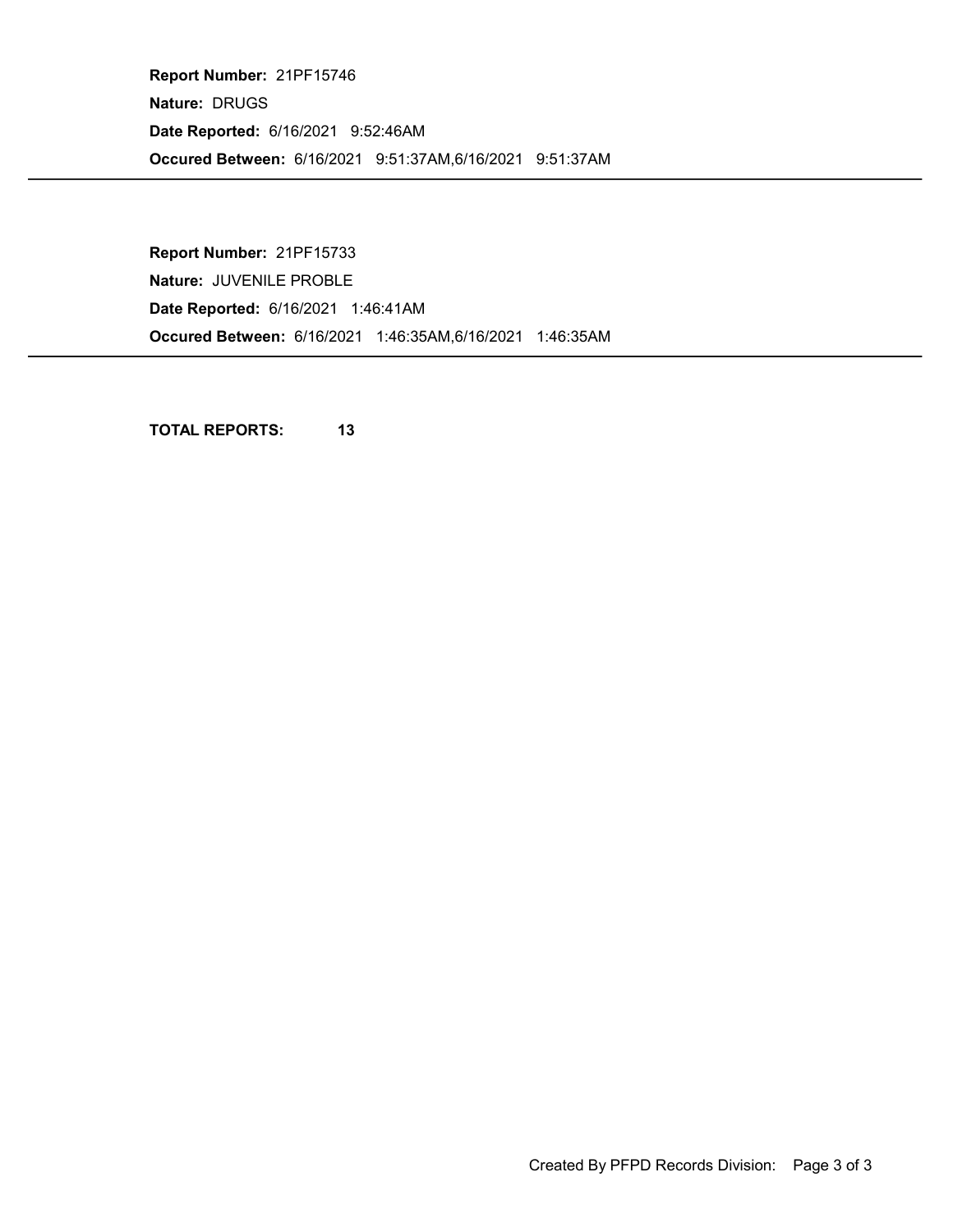**Report Number:** 21PF15746

**Nature:** DRUGS

**Date Reported:** 6/16/2021 9:52:46AM

**Occured Between:** 6/16/2021 9:51:37AM,6/16/2021 9:51:37AM

---

**Report Number:** 21PF15733

**Nature:** JUVENILE PROBLE

**Date Reported:** 6/16/2021 1:46:41AM

**Occured Between:** 6/16/2021 1:46:35AM,6/16/2021 1:46:35AM

---

**TOTAL REPORTS: 13**